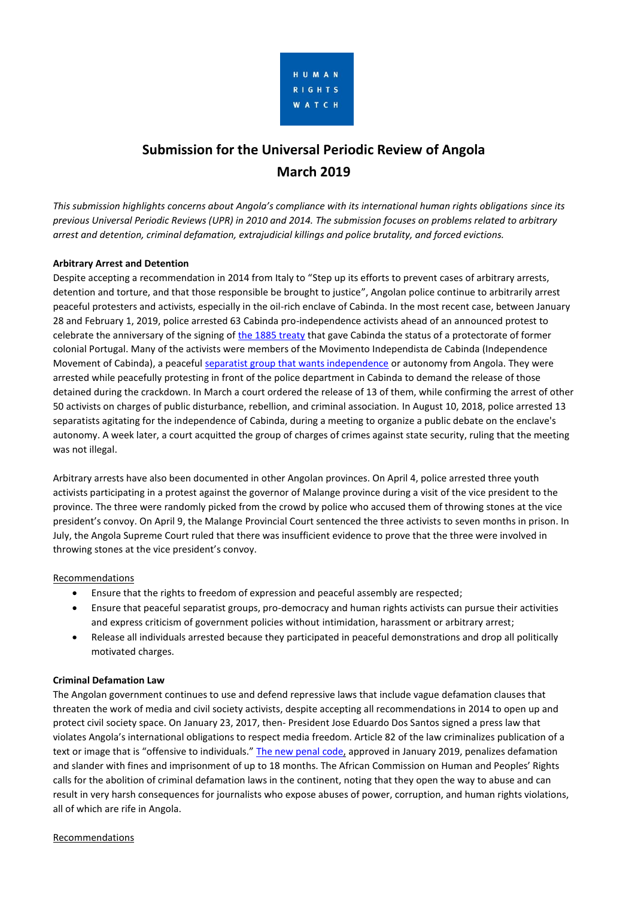HUMAN RIGHTS WATCH

# Submission for the Universal Periodic Review of Angola
# March 2019

*This submission highlights concerns about Angola's compliance with its international human rights obligations since its previous Universal Periodic Reviews (UPR) in 2010 and 2014. The submission focuses on problems related to arbitrary arrest and detention, criminal defamation, extrajudicial killings and police brutality, and forced evictions.*

**Arbitrary Arrest and Detention**

Despite accepting a recommendation in 2014 from Italy to "Step up its efforts to prevent cases of arbitrary arrests, detention and torture, and that those responsible be brought to justice", Angolan police continue to arbitrarily arrest peaceful protesters and activists, especially in the oil-rich enclave of Cabinda. In the most recent case, between January 28 and February 1, 2019, police arrested 63 Cabinda pro-independence activists ahead of an announced protest to celebrate the anniversary of the signing of the 1885 treaty that gave Cabinda the status of a protectorate of former colonial Portugal. Many of the activists were members of the Movimento Independista de Cabinda (Independence Movement of Cabinda), a peaceful separatist group that wants independence or autonomy from Angola. They were arrested while peacefully protesting in front of the police department in Cabinda to demand the release of those detained during the crackdown. In March a court ordered the release of 13 of them, while confirming the arrest of other 50 activists on charges of public disturbance, rebellion, and criminal association. In August 10, 2018, police arrested 13 separatists agitating for the independence of Cabinda, during a meeting to organize a public debate on the enclave's autonomy. A week later, a court acquitted the group of charges of crimes against state security, ruling that the meeting was not illegal.

Arbitrary arrests have also been documented in other Angolan provinces. On April 4, police arrested three youth activists participating in a protest against the governor of Malange province during a visit of the vice president to the province. The three were randomly picked from the crowd by police who accused them of throwing stones at the vice president's convoy. On April 9, the Malange Provincial Court sentenced the three activists to seven months in prison. In July, the Angola Supreme Court ruled that there was insufficient evidence to prove that the three were involved in throwing stones at the vice president's convoy.

Recommendations

- Ensure that the rights to freedom of expression and peaceful assembly are respected;
- Ensure that peaceful separatist groups, pro-democracy and human rights activists can pursue their activities and express criticism of government policies without intimidation, harassment or arbitrary arrest;
- Release all individuals arrested because they participated in peaceful demonstrations and drop all politically motivated charges.

**Criminal Defamation Law**

The Angolan government continues to use and defend repressive laws that include vague defamation clauses that threaten the work of media and civil society activists, despite accepting all recommendations in 2014 to open up and protect civil society space. On January 23, 2017, then- President Jose Eduardo Dos Santos signed a press law that violates Angola's international obligations to respect media freedom. Article 82 of the law criminalizes publication of a text or image that is "offensive to individuals." The new penal code, approved in January 2019, penalizes defamation and slander with fines and imprisonment of up to 18 months. The African Commission on Human and Peoples' Rights calls for the abolition of criminal defamation laws in the continent, noting that they open the way to abuse and can result in very harsh consequences for journalists who expose abuses of power, corruption, and human rights violations, all of which are rife in Angola.

Recommendations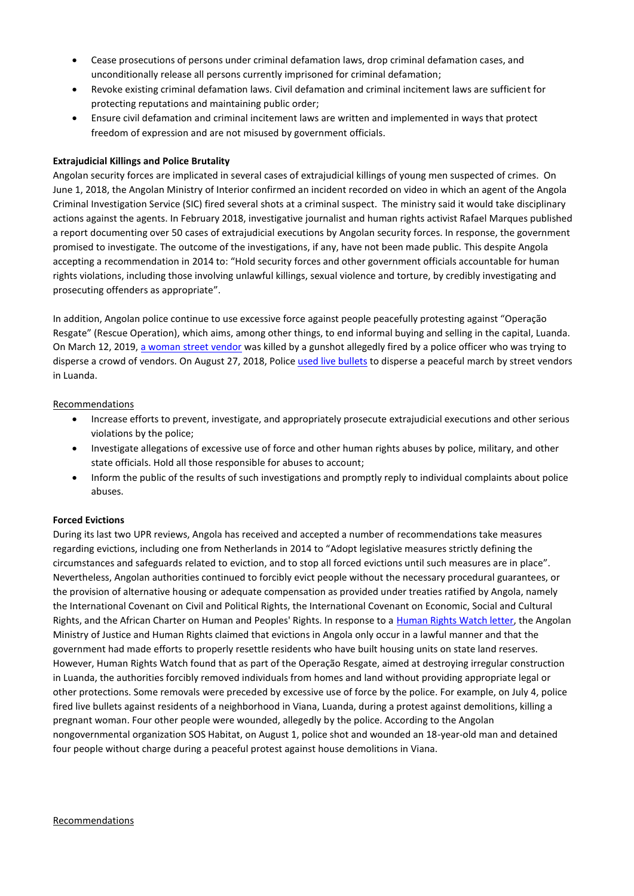- Cease prosecutions of persons under criminal defamation laws, drop criminal defamation cases, and unconditionally release all persons currently imprisoned for criminal defamation;
- Revoke existing criminal defamation laws. Civil defamation and criminal incitement laws are sufficient for protecting reputations and maintaining public order;
- Ensure civil defamation and criminal incitement laws are written and implemented in ways that protect freedom of expression and are not misused by government officials.

**Extrajudicial Killings and Police Brutality**

Angolan security forces are implicated in several cases of extrajudicial killings of young men suspected of crimes. On June 1, 2018, the Angolan Ministry of Interior confirmed an incident recorded on video in which an agent of the Angola Criminal Investigation Service (SIC) fired several shots at a criminal suspect. The ministry said it would take disciplinary actions against the agents. In February 2018, investigative journalist and human rights activist Rafael Marques published a report documenting over 50 cases of extrajudicial executions by Angolan security forces. In response, the government promised to investigate. The outcome of the investigations, if any, have not been made public. This despite Angola accepting a recommendation in 2014 to: "Hold security forces and other government officials accountable for human rights violations, including those involving unlawful killings, sexual violence and torture, by credibly investigating and prosecuting offenders as appropriate".

In addition, Angolan police continue to use excessive force against people peacefully protesting against "Operação Resgate" (Rescue Operation), which aims, among other things, to end informal buying and selling in the capital, Luanda. On March 12, 2019, a woman street vendor was killed by a gunshot allegedly fired by a police officer who was trying to disperse a crowd of vendors. On August 27, 2018, Police used live bullets to disperse a peaceful march by street vendors in Luanda.

<u>Recommendations</u>

- Increase efforts to prevent, investigate, and appropriately prosecute extrajudicial executions and other serious violations by the police;
- Investigate allegations of excessive use of force and other human rights abuses by police, military, and other state officials. Hold all those responsible for abuses to account;
- Inform the public of the results of such investigations and promptly reply to individual complaints about police abuses.

**Forced Evictions**

During its last two UPR reviews, Angola has received and accepted a number of recommendations take measures regarding evictions, including one from Netherlands in 2014 to "Adopt legislative measures strictly defining the circumstances and safeguards related to eviction, and to stop all forced evictions until such measures are in place". Nevertheless, Angolan authorities continued to forcibly evict people without the necessary procedural guarantees, or the provision of alternative housing or adequate compensation as provided under treaties ratified by Angola, namely the International Covenant on Civil and Political Rights, the International Covenant on Economic, Social and Cultural Rights, and the African Charter on Human and Peoples' Rights. In response to a Human Rights Watch letter, the Angolan Ministry of Justice and Human Rights claimed that evictions in Angola only occur in a lawful manner and that the government had made efforts to properly resettle residents who have built housing units on state land reserves. However, Human Rights Watch found that as part of the Operação Resgate, aimed at destroying irregular construction in Luanda, the authorities forcibly removed individuals from homes and land without providing appropriate legal or other protections. Some removals were preceded by excessive use of force by the police. For example, on July 4, police fired live bullets against residents of a neighborhood in Viana, Luanda, during a protest against demolitions, killing a pregnant woman. Four other people were wounded, allegedly by the police. According to the Angolan nongovernmental organization SOS Habitat, on August 1, police shot and wounded an 18-year-old man and detained four people without charge during a peaceful protest against house demolitions in Viana.

<u>Recommendations</u>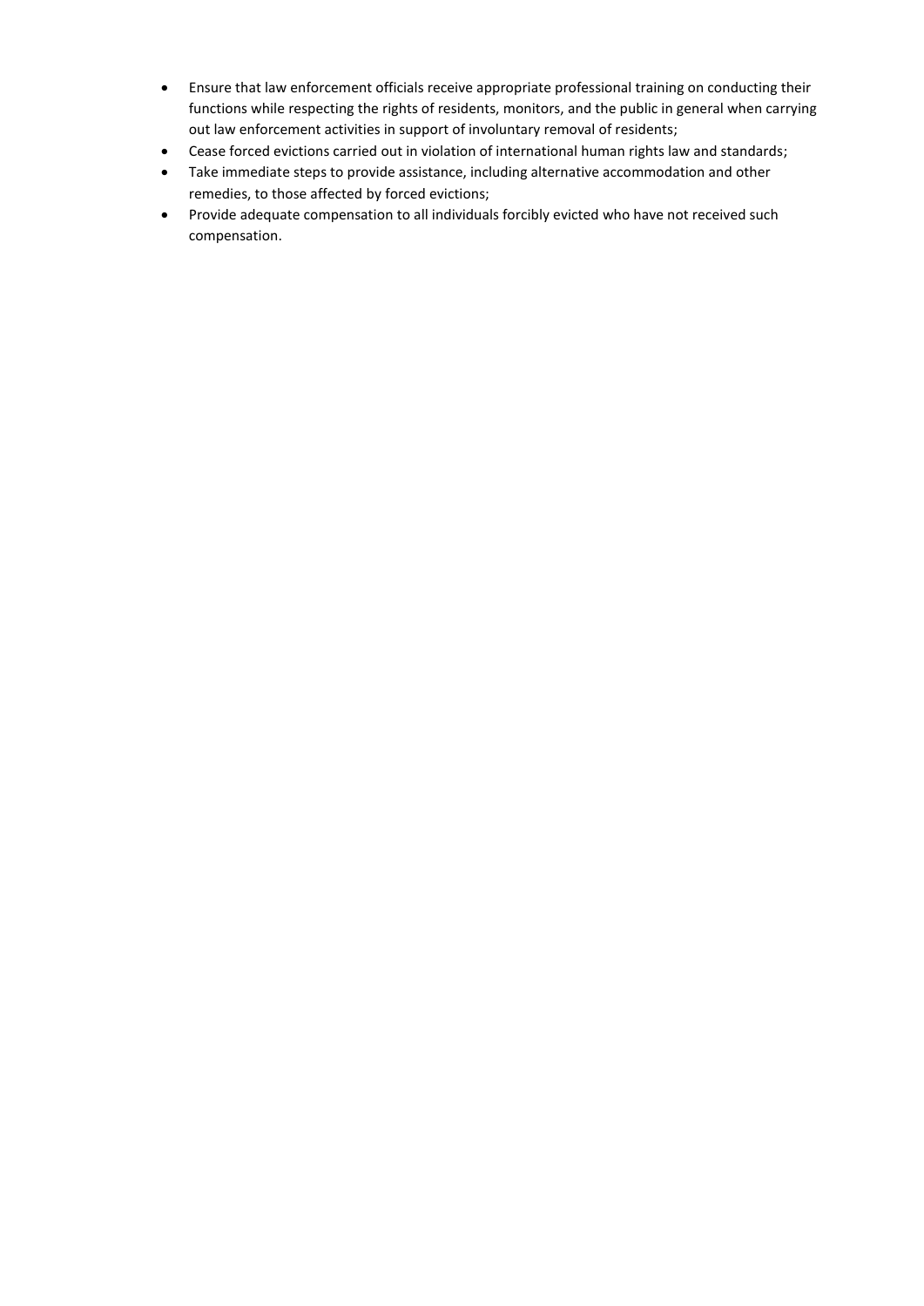- Ensure that law enforcement officials receive appropriate professional training on conducting their functions while respecting the rights of residents, monitors, and the public in general when carrying out law enforcement activities in support of involuntary removal of residents;
- Cease forced evictions carried out in violation of international human rights law and standards;
- Take immediate steps to provide assistance, including alternative accommodation and other remedies, to those affected by forced evictions;
- Provide adequate compensation to all individuals forcibly evicted who have not received such compensation.